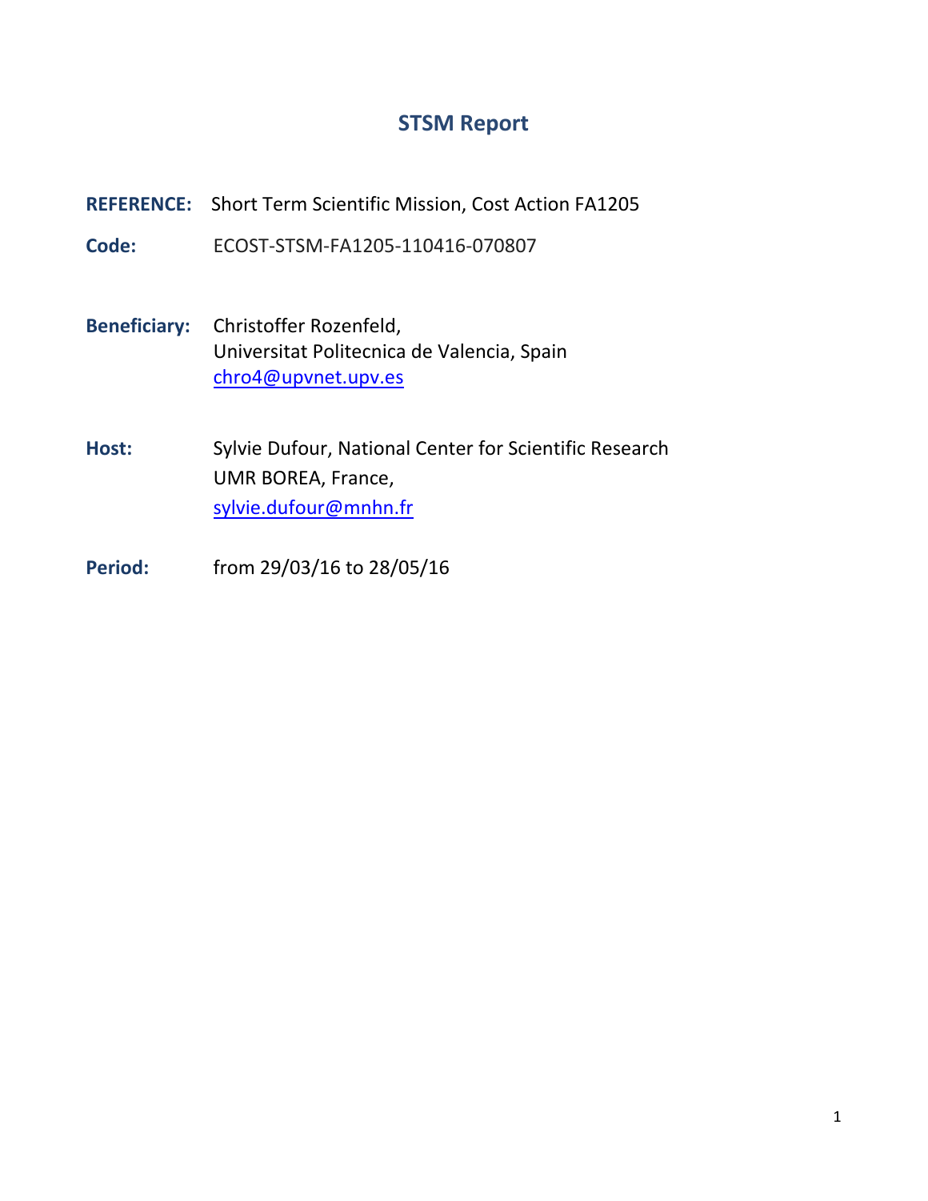# STSM Report

**REFERENCE:** Short Term Scientific Mission, Cost Action FA1205

**Code:** ECOST-STSM-FA1205-110416-070807

**Beneficiary:** Christoffer Rozenfeld,
Universitat Politecnica de Valencia, Spain
chro4@upvnet.upv.es

**Host:** Sylvie Dufour, National Center for Scientific Research
UMR BOREA, France,
sylvie.dufour@mnhn.fr

**Period:** from 29/03/16 to 28/05/16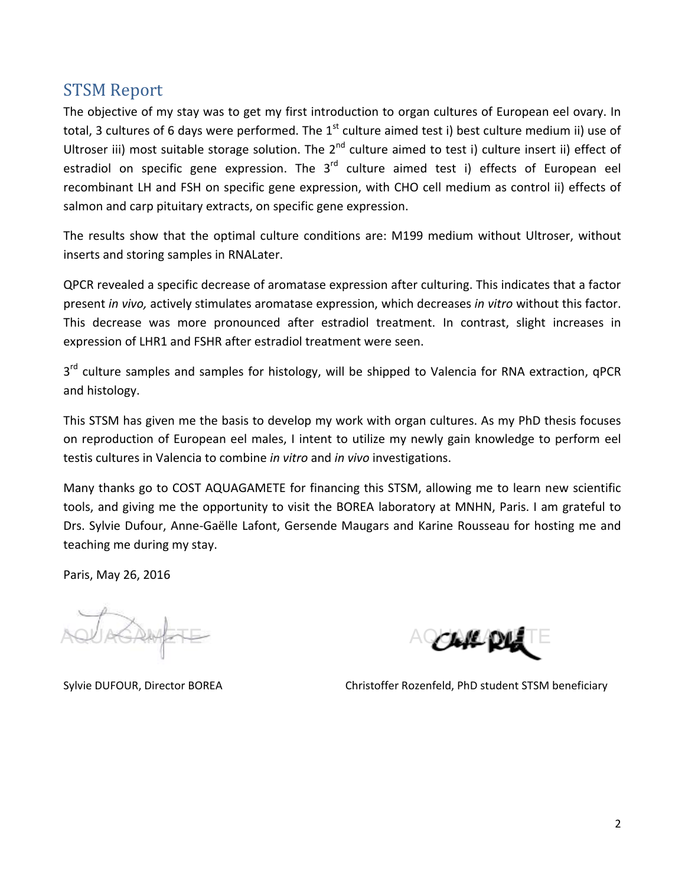## STSM Report

The objective of my stay was to get my first introduction to organ cultures of European eel ovary. In total, 3 cultures of 6 days were performed. The 1st culture aimed test i) best culture medium ii) use of Ultroser iii) most suitable storage solution. The 2nd culture aimed to test i) culture insert ii) effect of estradiol on specific gene expression. The 3rd culture aimed test i) effects of European eel recombinant LH and FSH on specific gene expression, with CHO cell medium as control ii) effects of salmon and carp pituitary extracts, on specific gene expression.

The results show that the optimal culture conditions are: M199 medium without Ultroser, without inserts and storing samples in RNALater.

QPCR revealed a specific decrease of aromatase expression after culturing. This indicates that a factor present *in vivo,* actively stimulates aromatase expression, which decreases *in vitro* without this factor. This decrease was more pronounced after estradiol treatment. In contrast, slight increases in expression of LHR1 and FSHR after estradiol treatment were seen.

3rd culture samples and samples for histology, will be shipped to Valencia for RNA extraction, qPCR and histology.

This STSM has given me the basis to develop my work with organ cultures. As my PhD thesis focuses on reproduction of European eel males, I intent to utilize my newly gain knowledge to perform eel testis cultures in Valencia to combine *in vitro* and *in vivo* investigations.

Many thanks go to COST AQUAGAMETE for financing this STSM, allowing me to learn new scientific tools, and giving me the opportunity to visit the BOREA laboratory at MNHN, Paris. I am grateful to Drs. Sylvie Dufour, Anne-Gaëlle Lafont, Gersende Maugars and Karine Rousseau for hosting me and teaching me during my stay.

Paris, May 26, 2016

Sylvie DUFOUR, Director BOREA

Christoffer Rozenfeld, PhD student STSM beneficiary